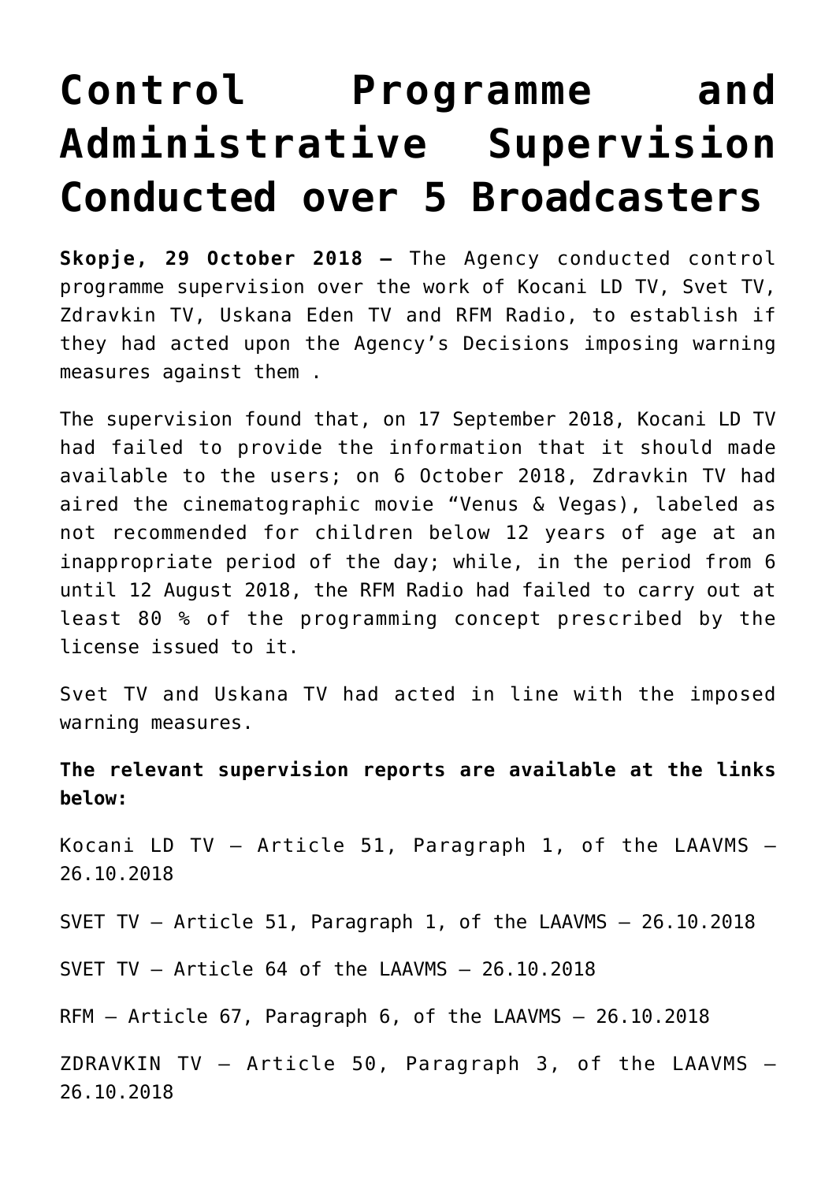# Control Programme and Administrative Supervision Conducted over 5 Broadcasters

**Skopje, 29 October 2018 –** The Agency conducted control programme supervision over the work of Kocani LD TV, Svet TV, Zdravkin TV, Uskana Eden TV and RFM Radio, to establish if they had acted upon the Agency's Decisions imposing warning measures against them .

The supervision found that, on 17 September 2018, Kocani LD TV had failed to provide the information that it should made available to the users; on 6 October 2018, Zdravkin TV had aired the cinematographic movie "Venus & Vegas), labeled as not recommended for children below 12 years of age at an inappropriate period of the day; while, in the period from 6 until 12 August 2018, the RFM Radio had failed to carry out at least 80 % of the programming concept prescribed by the license issued to it.

Svet TV and Uskana TV had acted in line with the imposed warning measures.

**The relevant supervision reports are available at the links below:**

Kocani LD TV – Article 51, Paragraph 1, of the LAAVMS – 26.10.2018

SVET TV – Article 51, Paragraph 1, of the LAAVMS – 26.10.2018

SVET TV – Article 64 of the LAAVMS – 26.10.2018

RFM – Article 67, Paragraph 6, of the LAAVMS – 26.10.2018

ZDRAVKIN TV – Article 50, Paragraph 3, of the LAAVMS – 26.10.2018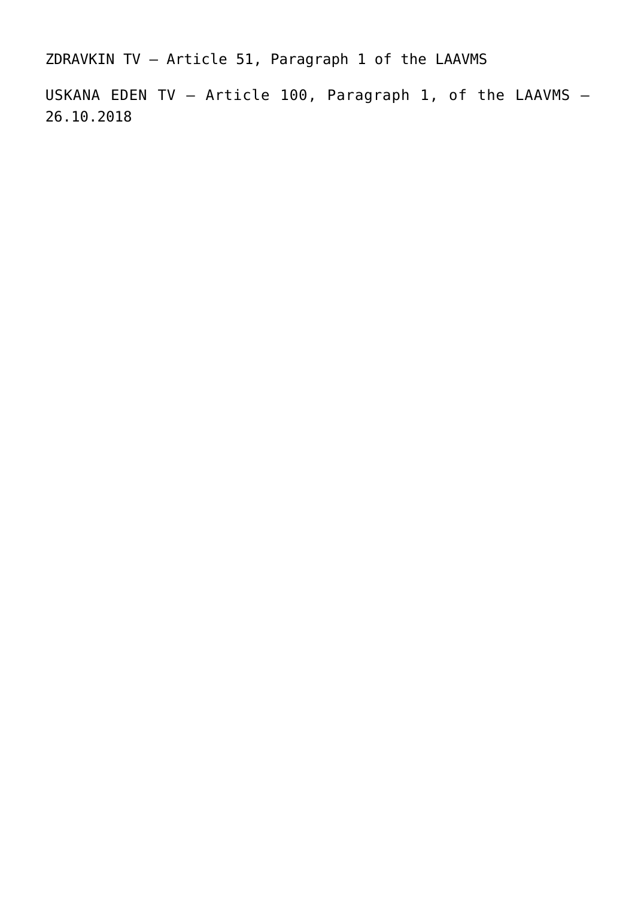ZDRAVKIN TV – Article 51, Paragraph 1 of the LAAVMS

USKANA EDEN TV – Article 100, Paragraph 1, of the LAAVMS – 26.10.2018